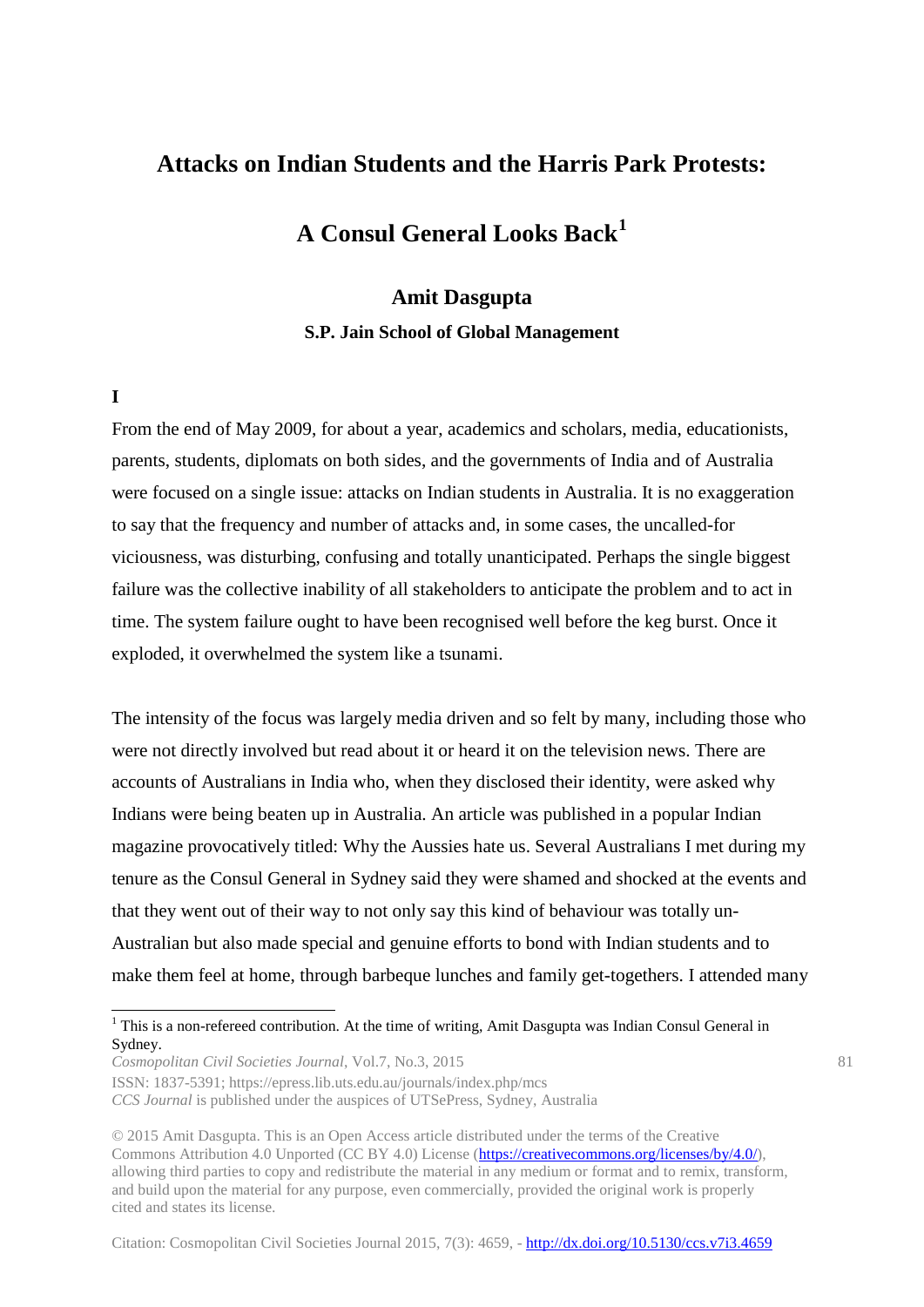# Attacks on Indian Students and the Harris Park Protests:

# A Consul General Looks Back[1]

**Amit Dasgupta**

**S.P. Jain School of Global Management**

**I**

From the end of May 2009, for about a year, academics and scholars, media, educationists, parents, students, diplomats on both sides, and the governments of India and of Australia were focused on a single issue: attacks on Indian students in Australia. It is no exaggeration to say that the frequency and number of attacks and, in some cases, the uncalled-for viciousness, was disturbing, confusing and totally unanticipated. Perhaps the single biggest failure was the collective inability of all stakeholders to anticipate the problem and to act in time. The system failure ought to have been recognised well before the keg burst. Once it exploded, it overwhelmed the system like a tsunami.

The intensity of the focus was largely media driven and so felt by many, including those who were not directly involved but read about it or heard it on the television news. There are accounts of Australians in India who, when they disclosed their identity, were asked why Indians were being beaten up in Australia. An article was published in a popular Indian magazine provocatively titled: Why the Aussies hate us. Several Australians I met during my tenure as the Consul General in Sydney said they were shamed and shocked at the events and that they went out of their way to not only say this kind of behaviour was totally un-Australian but also made special and genuine efforts to bond with Indian students and to make them feel at home, through barbeque lunches and family get-togethers. I attended many

---

[1] This is a non-refereed contribution. At the time of writing, Amit Dasgupta was Indian Consul General in Sydney.

ISSN: 1837-5391; https://epress.lib.uts.edu.au/journals/index.php/mcs
*CCS Journal* is published under the auspices of UTSePress, Sydney, Australia

© 2015 Amit Dasgupta. This is an Open Access article distributed under the terms of the Creative Commons Attribution 4.0 Unported (CC BY 4.0) License (https://creativecommons.org/licenses/by/4.0/), allowing third parties to copy and redistribute the material in any medium or format and to remix, transform, and build upon the material for any purpose, even commercially, provided the original work is properly cited and states its license.

Citation: Cosmopolitan Civil Societies Journal 2015, 7(3): 4659, - http://dx.doi.org/10.5130/ccs.v7i3.4659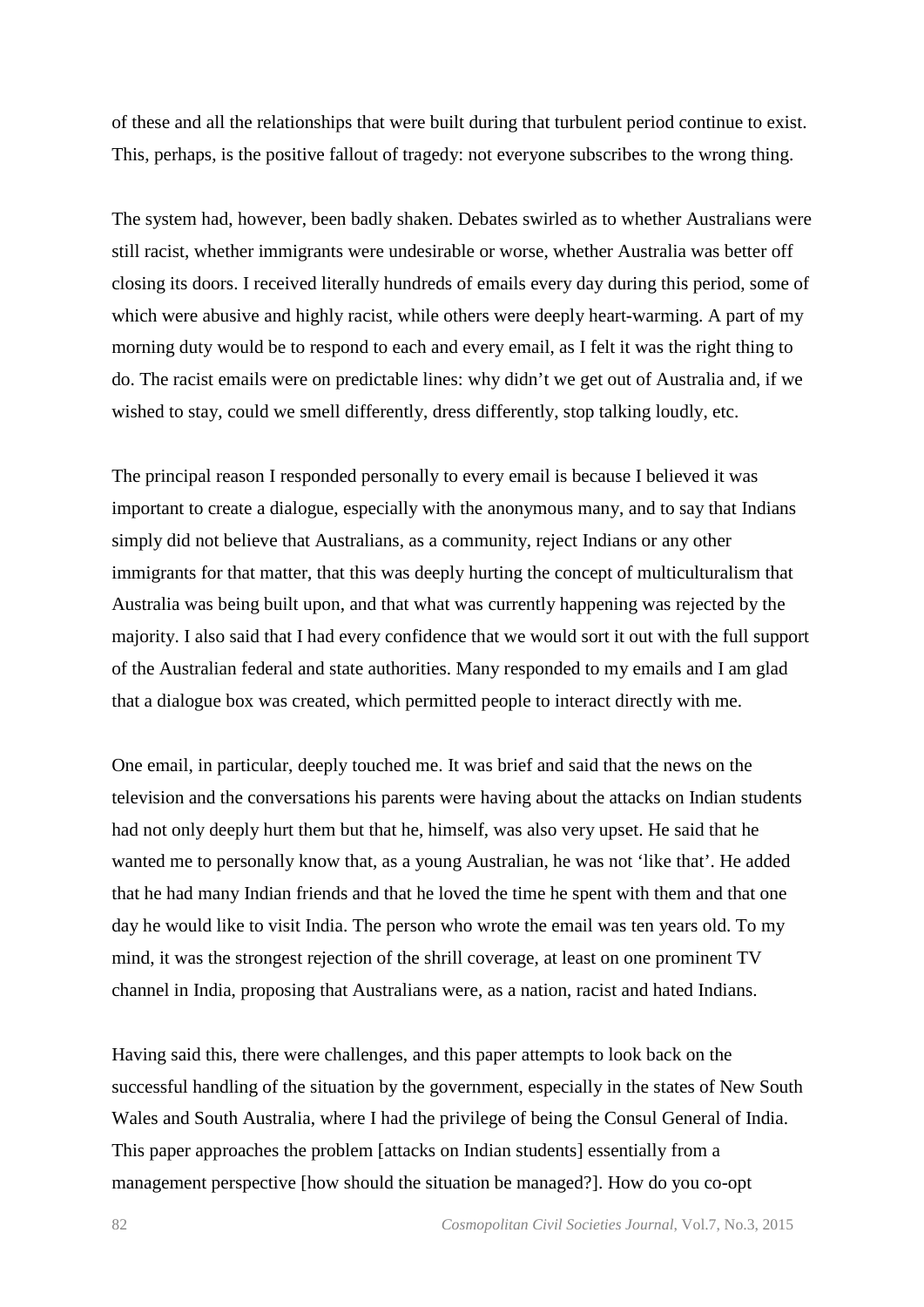of these and all the relationships that were built during that turbulent period continue to exist. This, perhaps, is the positive fallout of tragedy: not everyone subscribes to the wrong thing.

The system had, however, been badly shaken. Debates swirled as to whether Australians were still racist, whether immigrants were undesirable or worse, whether Australia was better off closing its doors. I received literally hundreds of emails every day during this period, some of which were abusive and highly racist, while others were deeply heart-warming. A part of my morning duty would be to respond to each and every email, as I felt it was the right thing to do. The racist emails were on predictable lines: why didn't we get out of Australia and, if we wished to stay, could we smell differently, dress differently, stop talking loudly, etc.

The principal reason I responded personally to every email is because I believed it was important to create a dialogue, especially with the anonymous many, and to say that Indians simply did not believe that Australians, as a community, reject Indians or any other immigrants for that matter, that this was deeply hurting the concept of multiculturalism that Australia was being built upon, and that what was currently happening was rejected by the majority. I also said that I had every confidence that we would sort it out with the full support of the Australian federal and state authorities. Many responded to my emails and I am glad that a dialogue box was created, which permitted people to interact directly with me.

One email, in particular, deeply touched me. It was brief and said that the news on the television and the conversations his parents were having about the attacks on Indian students had not only deeply hurt them but that he, himself, was also very upset. He said that he wanted me to personally know that, as a young Australian, he was not 'like that'. He added that he had many Indian friends and that he loved the time he spent with them and that one day he would like to visit India. The person who wrote the email was ten years old. To my mind, it was the strongest rejection of the shrill coverage, at least on one prominent TV channel in India, proposing that Australians were, as a nation, racist and hated Indians.

Having said this, there were challenges, and this paper attempts to look back on the successful handling of the situation by the government, especially in the states of New South Wales and South Australia, where I had the privilege of being the Consul General of India. This paper approaches the problem [attacks on Indian students] essentially from a management perspective [how should the situation be managed?]. How do you co-opt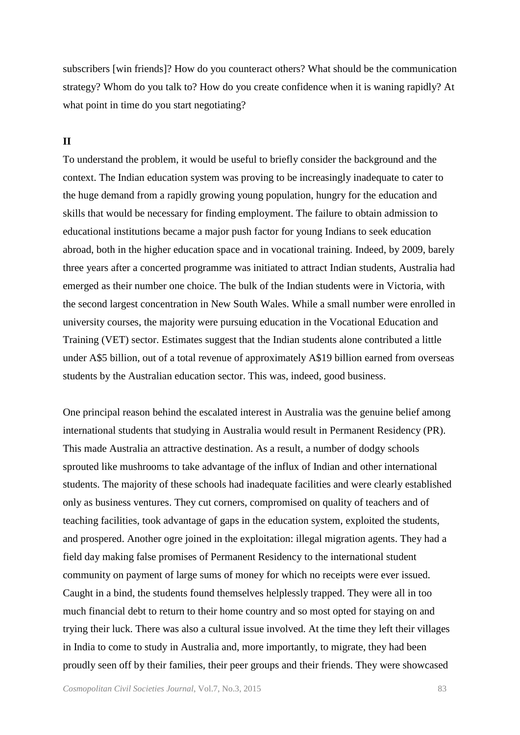subscribers [win friends]? How do you counteract others? What should be the communication strategy? Whom do you talk to? How do you create confidence when it is waning rapidly? At what point in time do you start negotiating?

**II**

To understand the problem, it would be useful to briefly consider the background and the context. The Indian education system was proving to be increasingly inadequate to cater to the huge demand from a rapidly growing young population, hungry for the education and skills that would be necessary for finding employment. The failure to obtain admission to educational institutions became a major push factor for young Indians to seek education abroad, both in the higher education space and in vocational training. Indeed, by 2009, barely three years after a concerted programme was initiated to attract Indian students, Australia had emerged as their number one choice. The bulk of the Indian students were in Victoria, with the second largest concentration in New South Wales. While a small number were enrolled in university courses, the majority were pursuing education in the Vocational Education and Training (VET) sector. Estimates suggest that the Indian students alone contributed a little under A$5 billion, out of a total revenue of approximately A$19 billion earned from overseas students by the Australian education sector. This was, indeed, good business.

One principal reason behind the escalated interest in Australia was the genuine belief among international students that studying in Australia would result in Permanent Residency (PR). This made Australia an attractive destination. As a result, a number of dodgy schools sprouted like mushrooms to take advantage of the influx of Indian and other international students. The majority of these schools had inadequate facilities and were clearly established only as business ventures. They cut corners, compromised on quality of teachers and of teaching facilities, took advantage of gaps in the education system, exploited the students, and prospered. Another ogre joined in the exploitation: illegal migration agents. They had a field day making false promises of Permanent Residency to the international student community on payment of large sums of money for which no receipts were ever issued. Caught in a bind, the students found themselves helplessly trapped. They were all in too much financial debt to return to their home country and so most opted for staying on and trying their luck. There was also a cultural issue involved. At the time they left their villages in India to come to study in Australia and, more importantly, to migrate, they had been proudly seen off by their families, their peer groups and their friends. They were showcased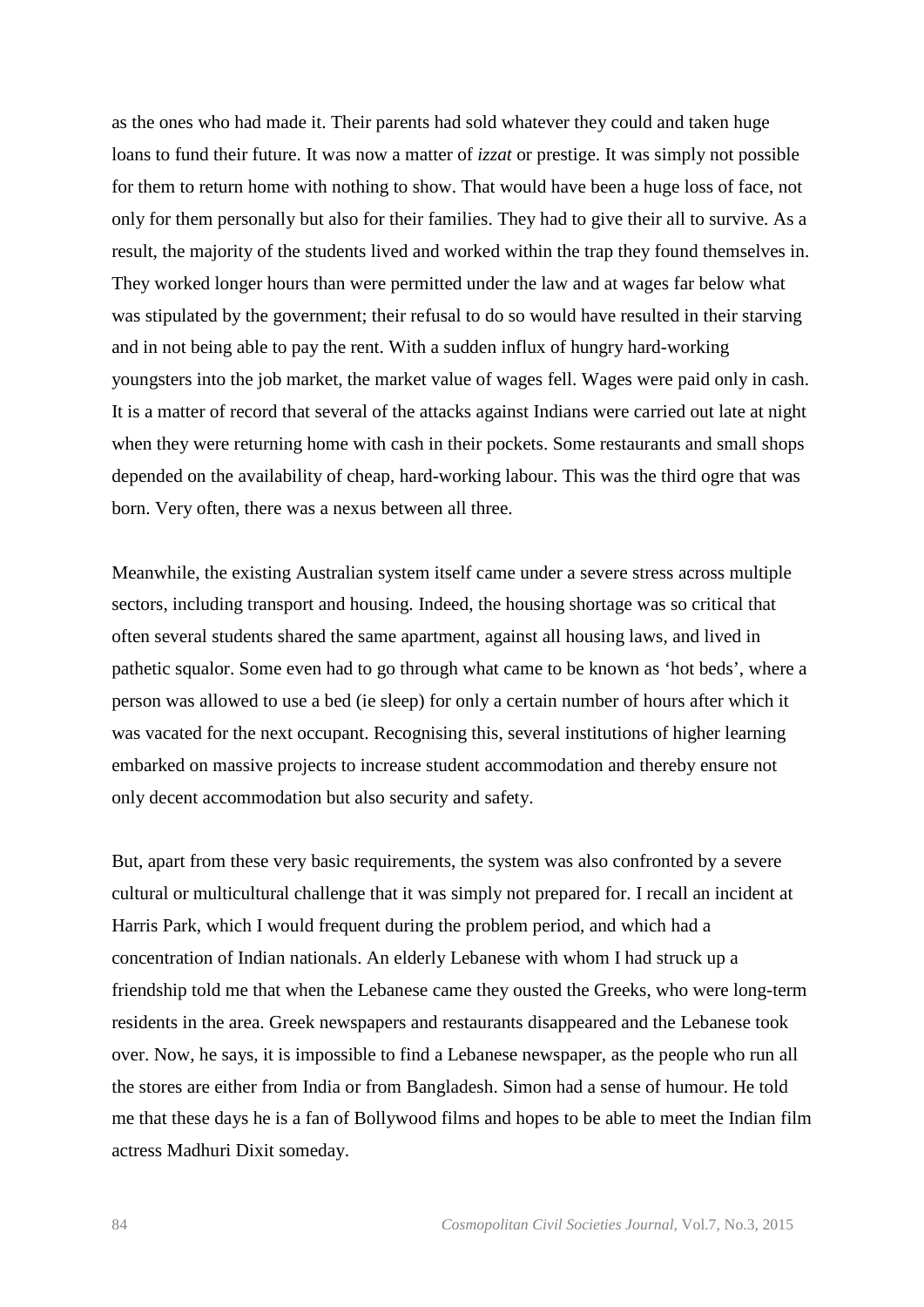as the ones who had made it. Their parents had sold whatever they could and taken huge loans to fund their future. It was now a matter of *izzat* or prestige. It was simply not possible for them to return home with nothing to show. That would have been a huge loss of face, not only for them personally but also for their families. They had to give their all to survive. As a result, the majority of the students lived and worked within the trap they found themselves in. They worked longer hours than were permitted under the law and at wages far below what was stipulated by the government; their refusal to do so would have resulted in their starving and in not being able to pay the rent. With a sudden influx of hungry hard-working youngsters into the job market, the market value of wages fell. Wages were paid only in cash. It is a matter of record that several of the attacks against Indians were carried out late at night when they were returning home with cash in their pockets. Some restaurants and small shops depended on the availability of cheap, hard-working labour. This was the third ogre that was born. Very often, there was a nexus between all three.

Meanwhile, the existing Australian system itself came under a severe stress across multiple sectors, including transport and housing. Indeed, the housing shortage was so critical that often several students shared the same apartment, against all housing laws, and lived in pathetic squalor. Some even had to go through what came to be known as 'hot beds', where a person was allowed to use a bed (ie sleep) for only a certain number of hours after which it was vacated for the next occupant. Recognising this, several institutions of higher learning embarked on massive projects to increase student accommodation and thereby ensure not only decent accommodation but also security and safety.

But, apart from these very basic requirements, the system was also confronted by a severe cultural or multicultural challenge that it was simply not prepared for. I recall an incident at Harris Park, which I would frequent during the problem period, and which had a concentration of Indian nationals. An elderly Lebanese with whom I had struck up a friendship told me that when the Lebanese came they ousted the Greeks, who were long-term residents in the area. Greek newspapers and restaurants disappeared and the Lebanese took over. Now, he says, it is impossible to find a Lebanese newspaper, as the people who run all the stores are either from India or from Bangladesh. Simon had a sense of humour. He told me that these days he is a fan of Bollywood films and hopes to be able to meet the Indian film actress Madhuri Dixit someday.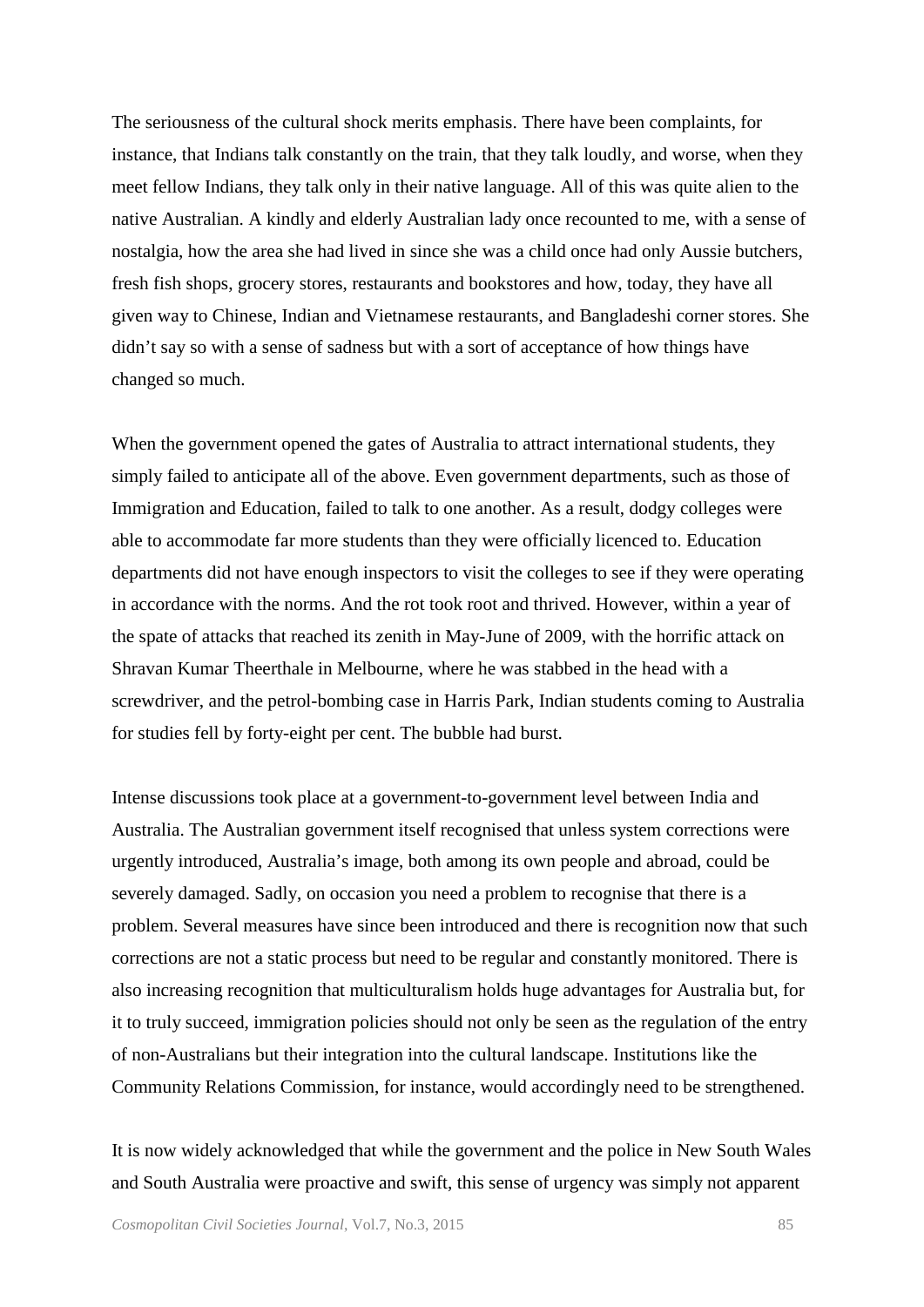The seriousness of the cultural shock merits emphasis. There have been complaints, for instance, that Indians talk constantly on the train, that they talk loudly, and worse, when they meet fellow Indians, they talk only in their native language. All of this was quite alien to the native Australian. A kindly and elderly Australian lady once recounted to me, with a sense of nostalgia, how the area she had lived in since she was a child once had only Aussie butchers, fresh fish shops, grocery stores, restaurants and bookstores and how, today, they have all given way to Chinese, Indian and Vietnamese restaurants, and Bangladeshi corner stores. She didn't say so with a sense of sadness but with a sort of acceptance of how things have changed so much.

When the government opened the gates of Australia to attract international students, they simply failed to anticipate all of the above. Even government departments, such as those of Immigration and Education, failed to talk to one another. As a result, dodgy colleges were able to accommodate far more students than they were officially licenced to. Education departments did not have enough inspectors to visit the colleges to see if they were operating in accordance with the norms. And the rot took root and thrived. However, within a year of the spate of attacks that reached its zenith in May-June of 2009, with the horrific attack on Shravan Kumar Theerthale in Melbourne, where he was stabbed in the head with a screwdriver, and the petrol-bombing case in Harris Park, Indian students coming to Australia for studies fell by forty-eight per cent. The bubble had burst.

Intense discussions took place at a government-to-government level between India and Australia. The Australian government itself recognised that unless system corrections were urgently introduced, Australia's image, both among its own people and abroad, could be severely damaged. Sadly, on occasion you need a problem to recognise that there is a problem. Several measures have since been introduced and there is recognition now that such corrections are not a static process but need to be regular and constantly monitored. There is also increasing recognition that multiculturalism holds huge advantages for Australia but, for it to truly succeed, immigration policies should not only be seen as the regulation of the entry of non-Australians but their integration into the cultural landscape. Institutions like the Community Relations Commission, for instance, would accordingly need to be strengthened.

It is now widely acknowledged that while the government and the police in New South Wales and South Australia were proactive and swift, this sense of urgency was simply not apparent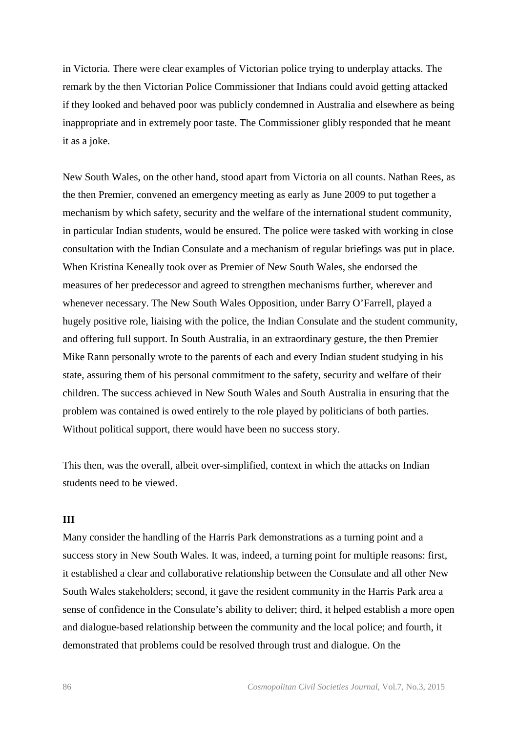in Victoria. There were clear examples of Victorian police trying to underplay attacks. The remark by the then Victorian Police Commissioner that Indians could avoid getting attacked if they looked and behaved poor was publicly condemned in Australia and elsewhere as being inappropriate and in extremely poor taste. The Commissioner glibly responded that he meant it as a joke.

New South Wales, on the other hand, stood apart from Victoria on all counts. Nathan Rees, as the then Premier, convened an emergency meeting as early as June 2009 to put together a mechanism by which safety, security and the welfare of the international student community, in particular Indian students, would be ensured. The police were tasked with working in close consultation with the Indian Consulate and a mechanism of regular briefings was put in place. When Kristina Keneally took over as Premier of New South Wales, she endorsed the measures of her predecessor and agreed to strengthen mechanisms further, wherever and whenever necessary. The New South Wales Opposition, under Barry O'Farrell, played a hugely positive role, liaising with the police, the Indian Consulate and the student community, and offering full support. In South Australia, in an extraordinary gesture, the then Premier Mike Rann personally wrote to the parents of each and every Indian student studying in his state, assuring them of his personal commitment to the safety, security and welfare of their children. The success achieved in New South Wales and South Australia in ensuring that the problem was contained is owed entirely to the role played by politicians of both parties. Without political support, there would have been no success story.

This then, was the overall, albeit over-simplified, context in which the attacks on Indian students need to be viewed.

## III

Many consider the handling of the Harris Park demonstrations as a turning point and a success story in New South Wales. It was, indeed, a turning point for multiple reasons: first, it established a clear and collaborative relationship between the Consulate and all other New South Wales stakeholders; second, it gave the resident community in the Harris Park area a sense of confidence in the Consulate's ability to deliver; third, it helped establish a more open and dialogue-based relationship between the community and the local police; and fourth, it demonstrated that problems could be resolved through trust and dialogue. On the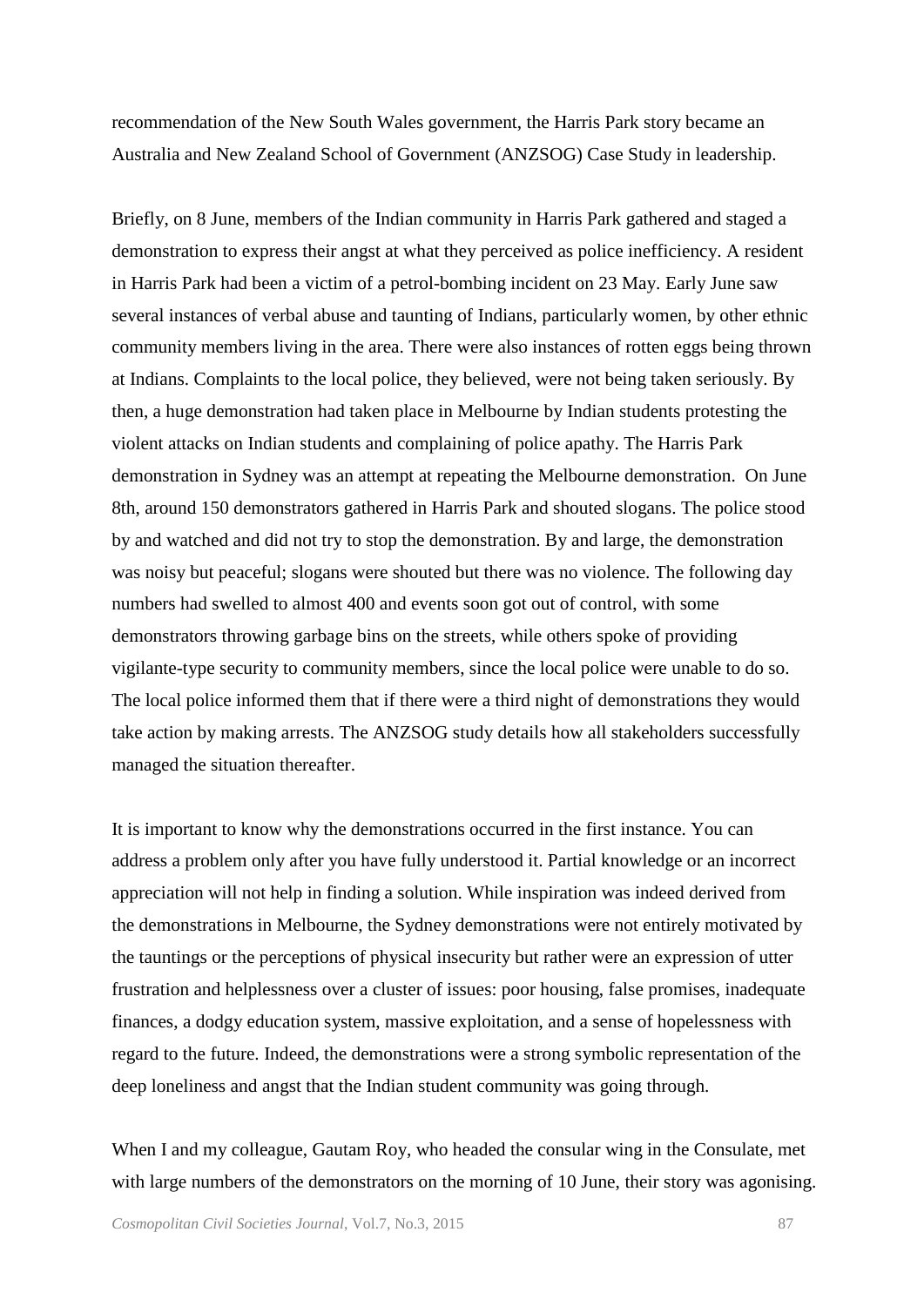recommendation of the New South Wales government, the Harris Park story became an Australia and New Zealand School of Government (ANZSOG) Case Study in leadership.

Briefly, on 8 June, members of the Indian community in Harris Park gathered and staged a demonstration to express their angst at what they perceived as police inefficiency. A resident in Harris Park had been a victim of a petrol-bombing incident on 23 May. Early June saw several instances of verbal abuse and taunting of Indians, particularly women, by other ethnic community members living in the area. There were also instances of rotten eggs being thrown at Indians. Complaints to the local police, they believed, were not being taken seriously. By then, a huge demonstration had taken place in Melbourne by Indian students protesting the violent attacks on Indian students and complaining of police apathy. The Harris Park demonstration in Sydney was an attempt at repeating the Melbourne demonstration. On June 8th, around 150 demonstrators gathered in Harris Park and shouted slogans. The police stood by and watched and did not try to stop the demonstration. By and large, the demonstration was noisy but peaceful; slogans were shouted but there was no violence. The following day numbers had swelled to almost 400 and events soon got out of control, with some demonstrators throwing garbage bins on the streets, while others spoke of providing vigilante-type security to community members, since the local police were unable to do so. The local police informed them that if there were a third night of demonstrations they would take action by making arrests. The ANZSOG study details how all stakeholders successfully managed the situation thereafter.

It is important to know why the demonstrations occurred in the first instance. You can address a problem only after you have fully understood it. Partial knowledge or an incorrect appreciation will not help in finding a solution. While inspiration was indeed derived from the demonstrations in Melbourne, the Sydney demonstrations were not entirely motivated by the tauntings or the perceptions of physical insecurity but rather were an expression of utter frustration and helplessness over a cluster of issues: poor housing, false promises, inadequate finances, a dodgy education system, massive exploitation, and a sense of hopelessness with regard to the future. Indeed, the demonstrations were a strong symbolic representation of the deep loneliness and angst that the Indian student community was going through.

When I and my colleague, Gautam Roy, who headed the consular wing in the Consulate, met with large numbers of the demonstrators on the morning of 10 June, their story was agonising.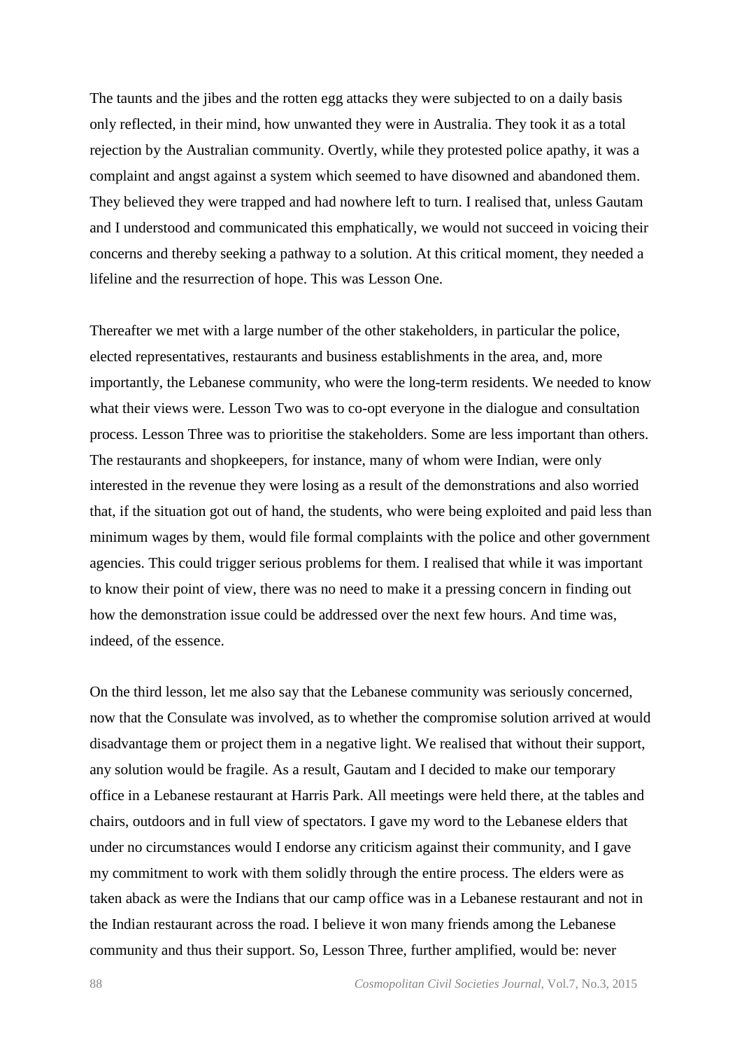The taunts and the jibes and the rotten egg attacks they were subjected to on a daily basis only reflected, in their mind, how unwanted they were in Australia. They took it as a total rejection by the Australian community. Overtly, while they protested police apathy, it was a complaint and angst against a system which seemed to have disowned and abandoned them. They believed they were trapped and had nowhere left to turn. I realised that, unless Gautam and I understood and communicated this emphatically, we would not succeed in voicing their concerns and thereby seeking a pathway to a solution. At this critical moment, they needed a lifeline and the resurrection of hope. This was Lesson One.

Thereafter we met with a large number of the other stakeholders, in particular the police, elected representatives, restaurants and business establishments in the area, and, more importantly, the Lebanese community, who were the long-term residents. We needed to know what their views were. Lesson Two was to co-opt everyone in the dialogue and consultation process. Lesson Three was to prioritise the stakeholders. Some are less important than others. The restaurants and shopkeepers, for instance, many of whom were Indian, were only interested in the revenue they were losing as a result of the demonstrations and also worried that, if the situation got out of hand, the students, who were being exploited and paid less than minimum wages by them, would file formal complaints with the police and other government agencies. This could trigger serious problems for them. I realised that while it was important to know their point of view, there was no need to make it a pressing concern in finding out how the demonstration issue could be addressed over the next few hours. And time was, indeed, of the essence.

On the third lesson, let me also say that the Lebanese community was seriously concerned, now that the Consulate was involved, as to whether the compromise solution arrived at would disadvantage them or project them in a negative light. We realised that without their support, any solution would be fragile. As a result, Gautam and I decided to make our temporary office in a Lebanese restaurant at Harris Park. All meetings were held there, at the tables and chairs, outdoors and in full view of spectators. I gave my word to the Lebanese elders that under no circumstances would I endorse any criticism against their community, and I gave my commitment to work with them solidly through the entire process. The elders were as taken aback as were the Indians that our camp office was in a Lebanese restaurant and not in the Indian restaurant across the road. I believe it won many friends among the Lebanese community and thus their support. So, Lesson Three, further amplified, would be: never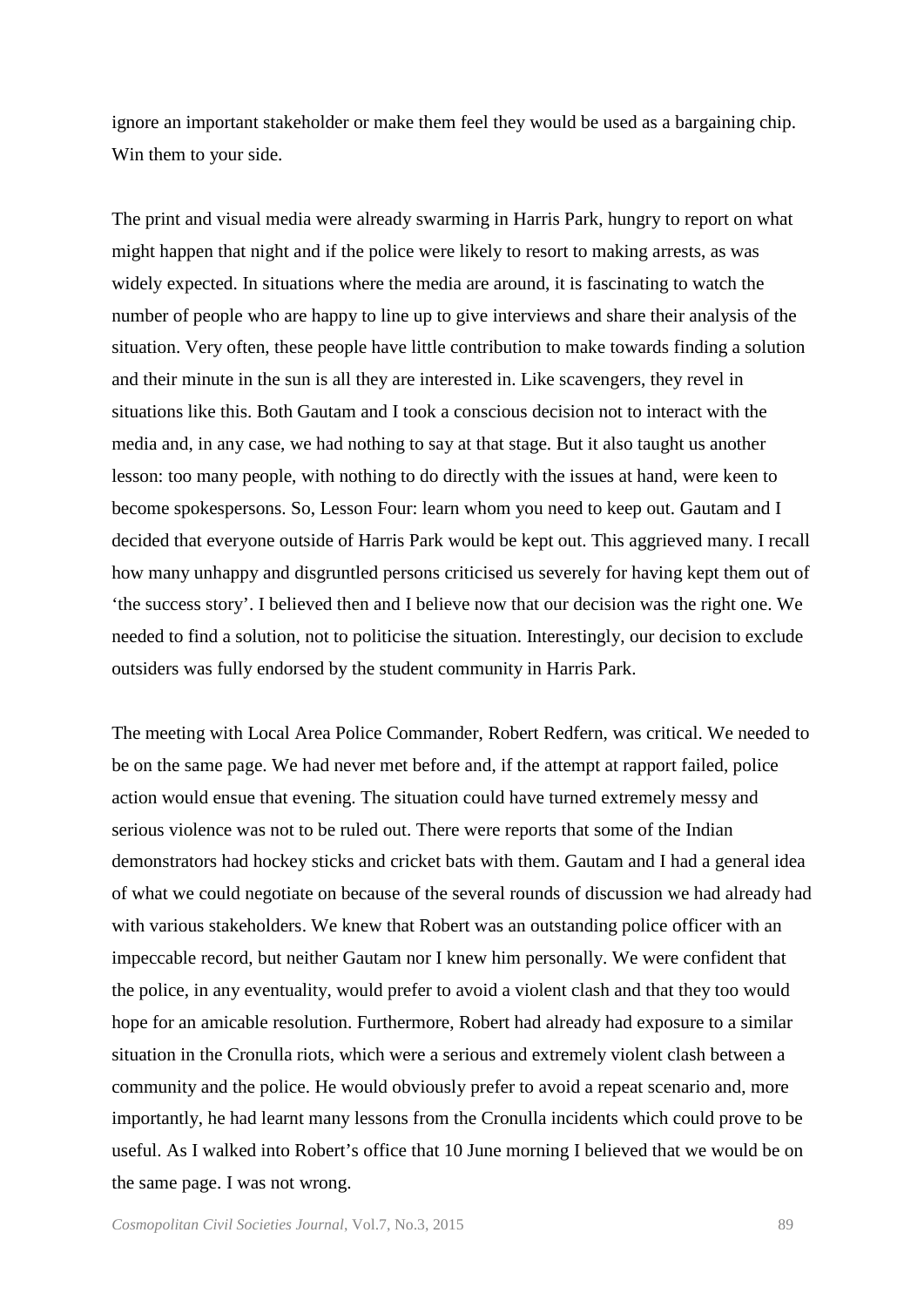ignore an important stakeholder or make them feel they would be used as a bargaining chip. Win them to your side.

The print and visual media were already swarming in Harris Park, hungry to report on what might happen that night and if the police were likely to resort to making arrests, as was widely expected. In situations where the media are around, it is fascinating to watch the number of people who are happy to line up to give interviews and share their analysis of the situation. Very often, these people have little contribution to make towards finding a solution and their minute in the sun is all they are interested in. Like scavengers, they revel in situations like this. Both Gautam and I took a conscious decision not to interact with the media and, in any case, we had nothing to say at that stage. But it also taught us another lesson: too many people, with nothing to do directly with the issues at hand, were keen to become spokespersons. So, Lesson Four: learn whom you need to keep out. Gautam and I decided that everyone outside of Harris Park would be kept out. This aggrieved many. I recall how many unhappy and disgruntled persons criticised us severely for having kept them out of 'the success story'. I believed then and I believe now that our decision was the right one. We needed to find a solution, not to politicise the situation. Interestingly, our decision to exclude outsiders was fully endorsed by the student community in Harris Park.

The meeting with Local Area Police Commander, Robert Redfern, was critical. We needed to be on the same page. We had never met before and, if the attempt at rapport failed, police action would ensue that evening. The situation could have turned extremely messy and serious violence was not to be ruled out. There were reports that some of the Indian demonstrators had hockey sticks and cricket bats with them. Gautam and I had a general idea of what we could negotiate on because of the several rounds of discussion we had already had with various stakeholders. We knew that Robert was an outstanding police officer with an impeccable record, but neither Gautam nor I knew him personally. We were confident that the police, in any eventuality, would prefer to avoid a violent clash and that they too would hope for an amicable resolution. Furthermore, Robert had already had exposure to a similar situation in the Cronulla riots, which were a serious and extremely violent clash between a community and the police. He would obviously prefer to avoid a repeat scenario and, more importantly, he had learnt many lessons from the Cronulla incidents which could prove to be useful. As I walked into Robert's office that 10 June morning I believed that we would be on the same page. I was not wrong.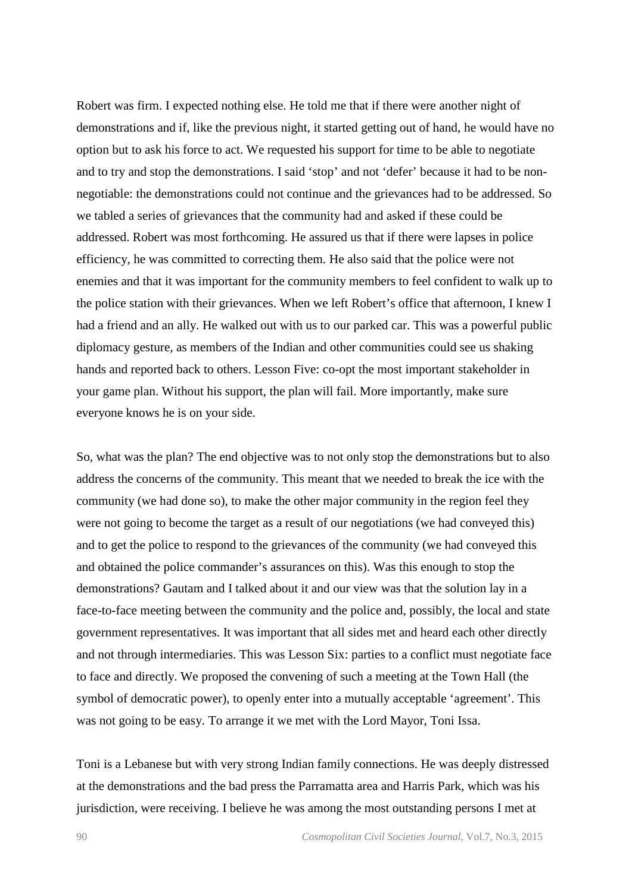Robert was firm. I expected nothing else. He told me that if there were another night of demonstrations and if, like the previous night, it started getting out of hand, he would have no option but to ask his force to act. We requested his support for time to be able to negotiate and to try and stop the demonstrations. I said 'stop' and not 'defer' because it had to be non-negotiable: the demonstrations could not continue and the grievances had to be addressed. So we tabled a series of grievances that the community had and asked if these could be addressed. Robert was most forthcoming. He assured us that if there were lapses in police efficiency, he was committed to correcting them. He also said that the police were not enemies and that it was important for the community members to feel confident to walk up to the police station with their grievances. When we left Robert's office that afternoon, I knew I had a friend and an ally. He walked out with us to our parked car. This was a powerful public diplomacy gesture, as members of the Indian and other communities could see us shaking hands and reported back to others. Lesson Five: co-opt the most important stakeholder in your game plan. Without his support, the plan will fail. More importantly, make sure everyone knows he is on your side.

So, what was the plan? The end objective was to not only stop the demonstrations but to also address the concerns of the community. This meant that we needed to break the ice with the community (we had done so), to make the other major community in the region feel they were not going to become the target as a result of our negotiations (we had conveyed this) and to get the police to respond to the grievances of the community (we had conveyed this and obtained the police commander's assurances on this). Was this enough to stop the demonstrations? Gautam and I talked about it and our view was that the solution lay in a face-to-face meeting between the community and the police and, possibly, the local and state government representatives. It was important that all sides met and heard each other directly and not through intermediaries. This was Lesson Six: parties to a conflict must negotiate face to face and directly. We proposed the convening of such a meeting at the Town Hall (the symbol of democratic power), to openly enter into a mutually acceptable 'agreement'. This was not going to be easy. To arrange it we met with the Lord Mayor, Toni Issa.

Toni is a Lebanese but with very strong Indian family connections. He was deeply distressed at the demonstrations and the bad press the Parramatta area and Harris Park, which was his jurisdiction, were receiving. I believe he was among the most outstanding persons I met at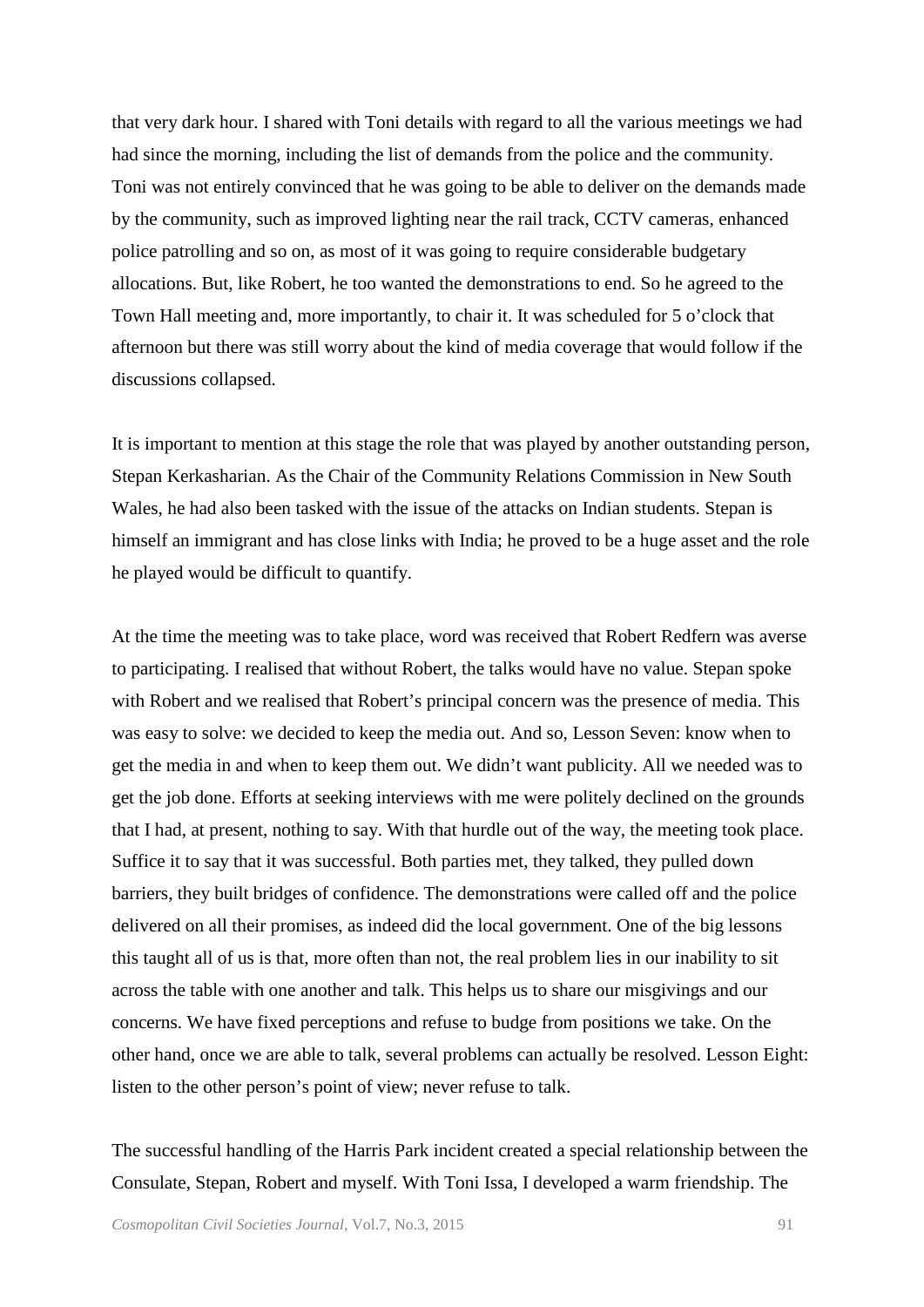that very dark hour. I shared with Toni details with regard to all the various meetings we had had since the morning, including the list of demands from the police and the community. Toni was not entirely convinced that he was going to be able to deliver on the demands made by the community, such as improved lighting near the rail track, CCTV cameras, enhanced police patrolling and so on, as most of it was going to require considerable budgetary allocations. But, like Robert, he too wanted the demonstrations to end. So he agreed to the Town Hall meeting and, more importantly, to chair it. It was scheduled for 5 o'clock that afternoon but there was still worry about the kind of media coverage that would follow if the discussions collapsed.

It is important to mention at this stage the role that was played by another outstanding person, Stepan Kerkasharian. As the Chair of the Community Relations Commission in New South Wales, he had also been tasked with the issue of the attacks on Indian students. Stepan is himself an immigrant and has close links with India; he proved to be a huge asset and the role he played would be difficult to quantify.

At the time the meeting was to take place, word was received that Robert Redfern was averse to participating. I realised that without Robert, the talks would have no value. Stepan spoke with Robert and we realised that Robert's principal concern was the presence of media. This was easy to solve: we decided to keep the media out. And so, Lesson Seven: know when to get the media in and when to keep them out. We didn't want publicity. All we needed was to get the job done. Efforts at seeking interviews with me were politely declined on the grounds that I had, at present, nothing to say. With that hurdle out of the way, the meeting took place. Suffice it to say that it was successful. Both parties met, they talked, they pulled down barriers, they built bridges of confidence. The demonstrations were called off and the police delivered on all their promises, as indeed did the local government. One of the big lessons this taught all of us is that, more often than not, the real problem lies in our inability to sit across the table with one another and talk. This helps us to share our misgivings and our concerns. We have fixed perceptions and refuse to budge from positions we take. On the other hand, once we are able to talk, several problems can actually be resolved. Lesson Eight: listen to the other person's point of view; never refuse to talk.

The successful handling of the Harris Park incident created a special relationship between the Consulate, Stepan, Robert and myself. With Toni Issa, I developed a warm friendship. The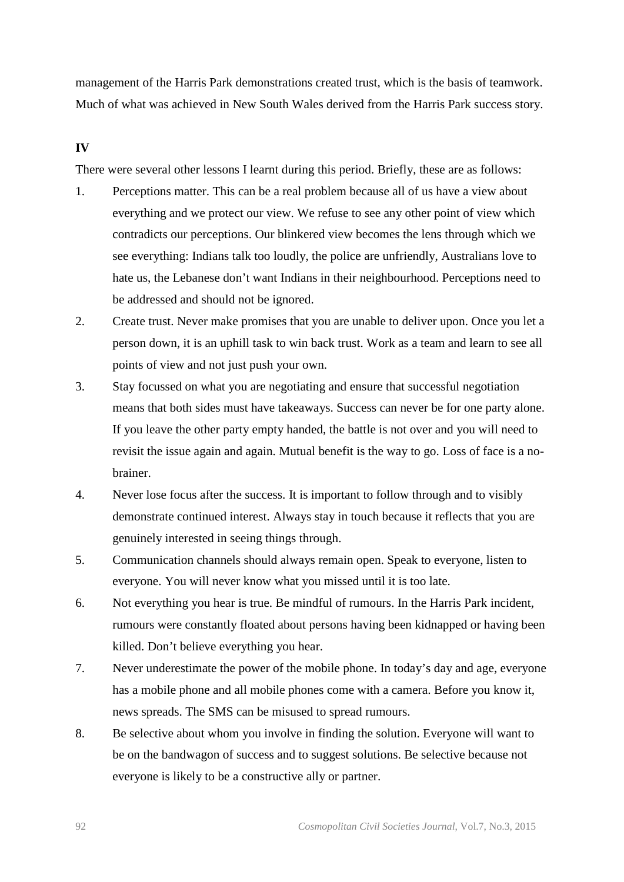management of the Harris Park demonstrations created trust, which is the basis of teamwork. Much of what was achieved in New South Wales derived from the Harris Park success story.

## IV

There were several other lessons I learnt during this period. Briefly, these are as follows:

1. Perceptions matter. This can be a real problem because all of us have a view about everything and we protect our view. We refuse to see any other point of view which contradicts our perceptions. Our blinkered view becomes the lens through which we see everything: Indians talk too loudly, the police are unfriendly, Australians love to hate us, the Lebanese don't want Indians in their neighbourhood. Perceptions need to be addressed and should not be ignored.
2. Create trust. Never make promises that you are unable to deliver upon. Once you let a person down, it is an uphill task to win back trust. Work as a team and learn to see all points of view and not just push your own.
3. Stay focussed on what you are negotiating and ensure that successful negotiation means that both sides must have takeaways. Success can never be for one party alone. If you leave the other party empty handed, the battle is not over and you will need to revisit the issue again and again. Mutual benefit is the way to go. Loss of face is a no-brainer.
4. Never lose focus after the success. It is important to follow through and to visibly demonstrate continued interest. Always stay in touch because it reflects that you are genuinely interested in seeing things through.
5. Communication channels should always remain open. Speak to everyone, listen to everyone. You will never know what you missed until it is too late.
6. Not everything you hear is true. Be mindful of rumours. In the Harris Park incident, rumours were constantly floated about persons having been kidnapped or having been killed. Don't believe everything you hear.
7. Never underestimate the power of the mobile phone. In today's day and age, everyone has a mobile phone and all mobile phones come with a camera. Before you know it, news spreads. The SMS can be misused to spread rumours.
8. Be selective about whom you involve in finding the solution. Everyone will want to be on the bandwagon of success and to suggest solutions. Be selective because not everyone is likely to be a constructive ally or partner.